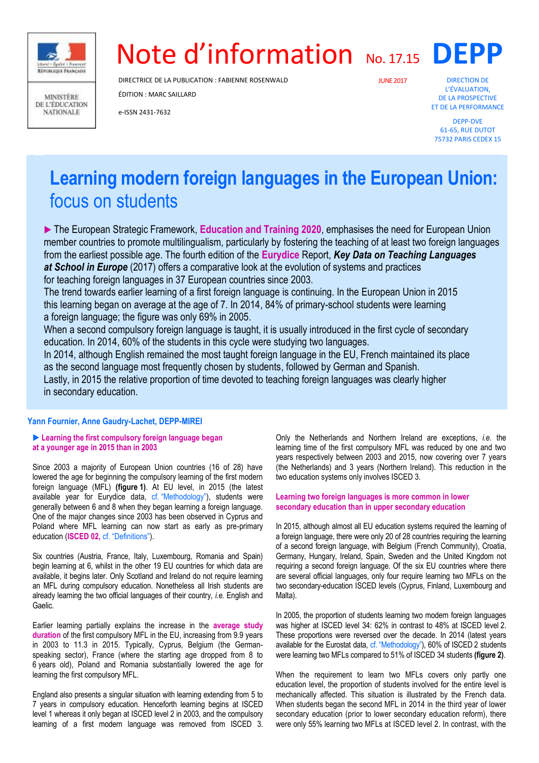MINISTÈRE DE L'ÉDUCATION NATIONALE

# Note d'information No. 17.15 DEPP

DIRECTRICE DE LA PUBLICATION : FABIENNE ROSENWALD

ÉDITION : MARC SAILLARD

e-ISSN 2431-7632

JUNE 2017

DIRECTION DE L'ÉVALUATION, DE LA PROSPECTIVE ET DE LA PERFORMANCE

DEPP-DVE
61-65, RUE DUTOT
75732 PARIS CEDEX 15

# Learning modern foreign languages in the European Union: focus on students

▶ The European Strategic Framework, **Education and Training 2020**, emphasises the need for European Union member countries to promote multilingualism, particularly by fostering the teaching of at least two foreign languages from the earliest possible age. The fourth edition of the **Eurydice** Report, ***Key Data on Teaching Languages at School in Europe*** (2017) offers a comparative look at the evolution of systems and practices for teaching foreign languages in 37 European countries since 2003.

The trend towards earlier learning of a first foreign language is continuing. In the European Union in 2015 this learning began on average at the age of 7. In 2014, 84% of primary-school students were learning a foreign language; the figure was only 69% in 2005.

When a second compulsory foreign language is taught, it is usually introduced in the first cycle of secondary education. In 2014, 60% of the students in this cycle were studying two languages.

In 2014, although English remained the most taught foreign language in the EU, French maintained its place as the second language most frequently chosen by students, followed by German and Spanish.

Lastly, in 2015 the relative proportion of time devoted to teaching foreign languages was clearly higher in secondary education.

**Yann Fournier, Anne Gaudry-Lachet, DEPP-MIREI**

### ▶ Learning the first compulsory foreign language began at a younger age in 2015 than in 2003

Since 2003 a majority of European Union countries (16 of 28) have lowered the age for beginning the compulsory learning of the first modern foreign language (MFL) **(figure 1)**. At EU level, in 2015 (the latest available year for Eurydice data, cf. "Methodology"), students were generally between 6 and 8 when they began learning a foreign language. One of the major changes since 2003 has been observed in Cyprus and Poland where MFL learning can now start as early as pre-primary education (**ISCED 02**, cf. "Definitions").

Six countries (Austria, France, Italy, Luxembourg, Romania and Spain) begin learning at 6, whilst in the other 19 EU countries for which data are available, it begins later. Only Scotland and Ireland do not require learning an MFL during compulsory education. Nonetheless all Irish students are already learning the two official languages of their country, *i.e.* English and Gaelic.

Earlier learning partially explains the increase in the **average study duration** of the first compulsory MFL in the EU, increasing from 9.9 years in 2003 to 11.3 in 2015. Typically, Cyprus, Belgium (the German-speaking sector), France (where the starting age dropped from 8 to 6 years old), Poland and Romania substantially lowered the age for learning the first compulsory MFL.

England also presents a singular situation with learning extending from 5 to 7 years in compulsory education. Henceforth learning begins at ISCED level 1 whereas it only began at ISCED level 2 in 2003, and the compulsory learning of a first modern language was removed from ISCED 3. Only the Netherlands and Northern Ireland are exceptions, *i.e.* the learning time of the first compulsory MFL was reduced by one and two years respectively between 2003 and 2015, now covering over 7 years (the Netherlands) and 3 years (Northern Ireland). This reduction in the two education systems only involves ISCED 3.

### Learning two foreign languages is more common in lower secondary education than in upper secondary education

In 2015, although almost all EU education systems required the learning of a foreign language, there were only 20 of 28 countries requiring the learning of a second foreign language, with Belgium (French Community), Croatia, Germany, Hungary, Ireland, Spain, Sweden and the United Kingdom not requiring a second foreign language. Of the six EU countries where there are several official languages, only four require learning two MFLs on the two secondary-education ISCED levels (Cyprus, Finland, Luxembourg and Malta).

In 2005, the proportion of students learning two modern foreign languages was higher at ISCED level 34: 62% in contrast to 48% at ISCED level 2. These proportions were reversed over the decade. In 2014 (latest years available for the Eurostat data, cf. "Methodology"), 60% of ISCED 2 students were learning two MFLs compared to 51% of ISCED 34 students **(figure 2)**.

When the requirement to learn two MFLs covers only partly one education level, the proportion of students involved for the entire level is mechanically affected. This situation is illustrated by the French data. When students began the second MFL in 2014 in the third year of lower secondary education (prior to lower secondary education reform), there were only 55% learning two MFLs at ISCED level 2. In contrast, with the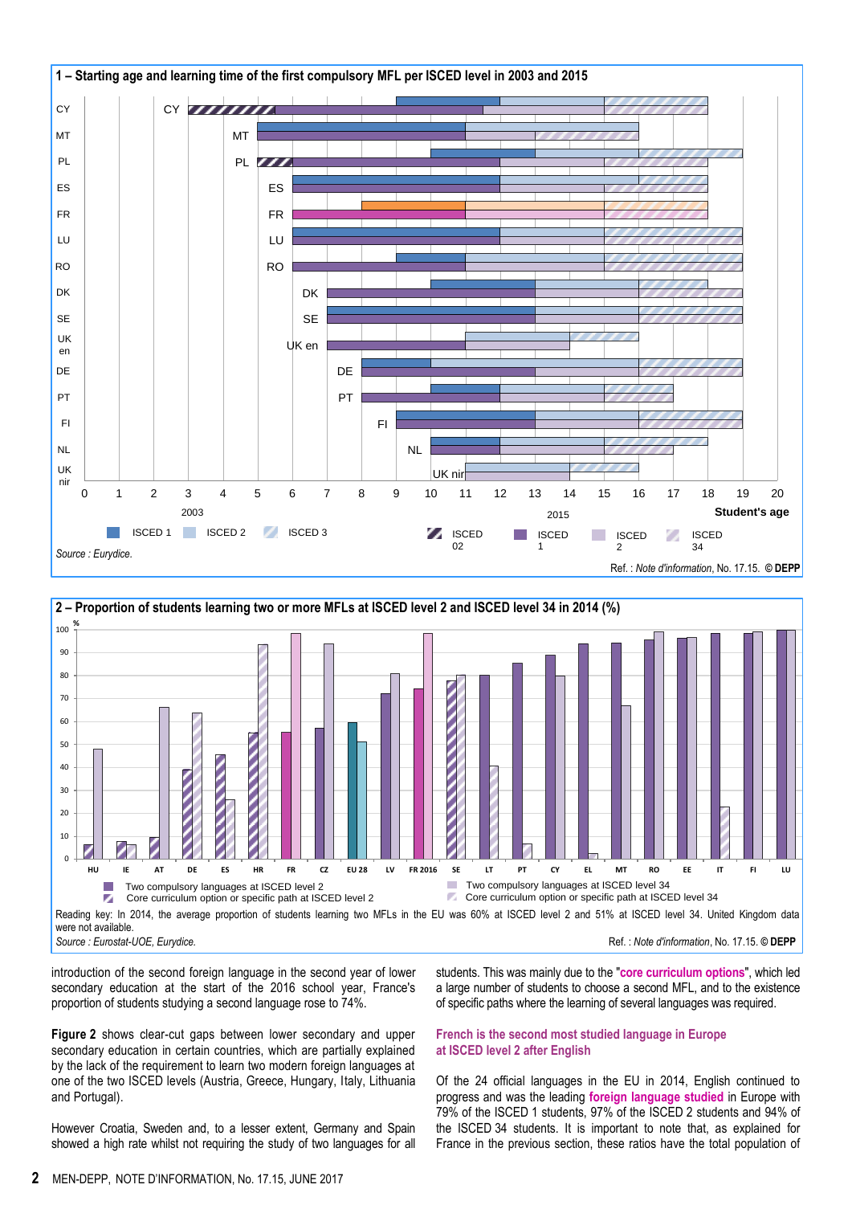**1 – Starting age and learning time of the first compulsory MFL per ISCED level in 2003 and 2015**

Student's age

2003: ISCED 1, ISCED 2, ISCED 3

2015: ISCED 02, ISCED 1, ISCED 2, ISCED 34

*Source : Eurydice.*

Ref. : *Note d'information*, No. 17.15. © DEPP

**2 – Proportion of students learning two or more MFLs at ISCED level 2 and ISCED level 34 in 2014 (%)**

Two compulsory languages at ISCED level 2
Core curriculum option or specific path at ISCED level 2
Two compulsory languages at ISCED level 34
Core curriculum option or specific path at ISCED level 34

Reading key: In 2014, the average proportion of students learning two MFLs in the EU was 60% at ISCED level 2 and 51% at ISCED level 34. United Kingdom data were not available.

*Source : Eurostat-UOE, Eurydice.*

Ref. : *Note d'information*, No. 17.15. © DEPP

introduction of the second foreign language in the second year of lower secondary education at the start of the 2016 school year, France's proportion of students studying a second language rose to 74%.

**Figure 2** shows clear-cut gaps between lower secondary and upper secondary education in certain countries, which are partially explained by the lack of the requirement to learn two modern foreign languages at one of the two ISCED levels (Austria, Greece, Hungary, Italy, Lithuania and Portugal).

However Croatia, Sweden and, to a lesser extent, Germany and Spain showed a high rate whilst not requiring the study of two languages for all students. This was mainly due to the "**core curriculum options**", which led a large number of students to choose a second MFL, and to the existence of specific paths where the learning of several languages was required.

## French is the second most studied language in Europe at ISCED level 2 after English

Of the 24 official languages in the EU in 2014, English continued to progress and was the leading **foreign language studied** in Europe with 79% of the ISCED 1 students, 97% of the ISCED 2 students and 94% of the ISCED 34 students. It is important to note that, as explained for France in the previous section, these ratios have the total population of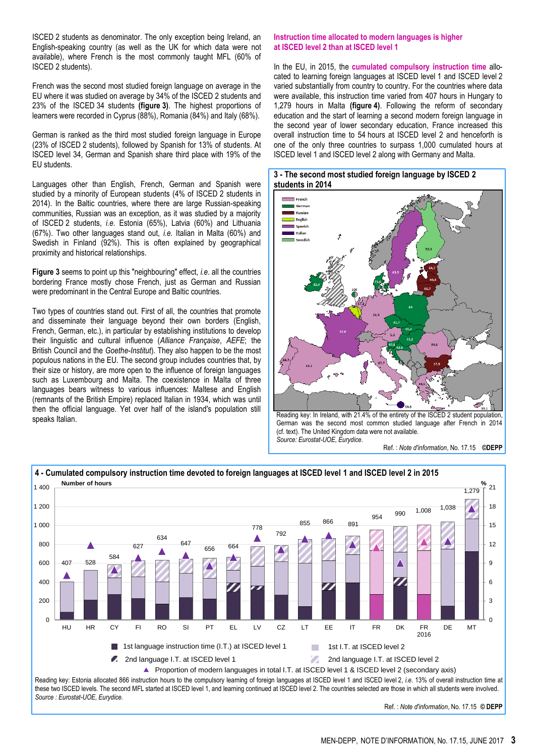ISCED 2 students as denominator. The only exception being Ireland, an English-speaking country (as well as the UK for which data were not available), where French is the most commonly taught MFL (60% of ISCED 2 students).

French was the second most studied foreign language on average in the EU where it was studied on average by 34% of the ISCED 2 students and 23% of the ISCED 34 students **(figure 3)**. The highest proportions of learners were recorded in Cyprus (88%), Romania (84%) and Italy (68%).

German is ranked as the third most studied foreign language in Europe (23% of ISCED 2 students), followed by Spanish for 13% of students. At ISCED level 34, German and Spanish share third place with 19% of the EU students.

Languages other than English, French, German and Spanish were studied by a minority of European students (4% of ISCED 2 students in 2014). In the Baltic countries, where there are large Russian-speaking communities, Russian was an exception, as it was studied by a majority of ISCED 2 students, *i.e.* Estonia (65%), Latvia (60%) and Lithuania (67%). Two other languages stand out, *i.e.* Italian in Malta (60%) and Swedish in Finland (92%). This is often explained by geographical proximity and historical relationships.

**Figure 3** seems to point up this "neighbouring" effect, *i.e.* all the countries bordering France mostly chose French, just as German and Russian were predominant in the Central Europe and Baltic countries.

Two types of countries stand out. First of all, the countries that promote and disseminate their language beyond their own borders (English, French, German, etc.), in particular by establishing institutions to develop their linguistic and cultural influence (*Alliance Française*, *AEFE*; the British Council and the *Goethe-Institut*). They also happen to be the most populous nations in the EU. The second group includes countries that, by their size or history, are more open to the influence of foreign languages such as Luxembourg and Malta. The coexistence in Malta of three languages bears witness to various influences: Maltese and English (remnants of the British Empire) replaced Italian in 1934, which was until then the official language. Yet over half of the island's population still speaks Italian.

## Instruction time allocated to modern languages is higher at ISCED level 2 than at ISCED level 1

In the EU, in 2015, the **cumulated compulsory instruction time** allocated to learning foreign languages at ISCED level 1 and ISCED level 2 varied substantially from country to country. For the countries where data were available, this instruction time varied from 407 hours in Hungary to 1,279 hours in Malta **(figure 4)**. Following the reform of secondary education and the start of learning a second modern foreign language in the second year of lower secondary education, France increased this overall instruction time to 54 hours at ISCED level 2 and henceforth is one of the only three countries to surpass 1,000 cumulated hours at ISCED level 1 and ISCED level 2 along with Germany and Malta.

**3 - The second most studied foreign language by ISCED 2 students in 2014**

Reading key: In Ireland, with 21.4% of the entirety of the ISCED 2 student population, German was the second most common studied language after French in 2014 (cf. text). The United Kingdom data were not available.
*Source: Eurostat-UOE, Eurydice.*

Ref. : *Note d'information*, No. 17.15 ©DEPP

**4 - Cumulated compulsory instruction time devoted to foreign languages at ISCED level 1 and ISCED level 2 in 2015**

| Country | HU | HR | CY | FI | RO | SI | PT | EL | LV | CZ | LT | EE | IT | FR | DK | FR 2016 | DE | MT |
|---|---|---|---|---|---|---|---|---|---|---|---|---|---|---|---|---|---|---|
| Number of hours | 407 | 528 | 584 | 627 | 634 | 647 | 656 | 664 | 778 | 792 | 855 | 866 | 891 | 954 | 990 | 1,008 | 1,038 | 1,279 |

1st language instruction time (I.T.) at ISCED level 1; 1st I.T. at ISCED level 2; 2nd language I.T. at ISCED level 1; 2nd language I.T. at ISCED level 2; ▲ Proportion of modern languages in total I.T. at ISCED level 1 & ISCED level 2 (secondary axis)

Reading key: Estonia allocated 866 instruction hours to the compulsory learning of foreign languages at ISCED level 1 and ISCED level 2, *i.e.* 13% of overall instruction time at these two ISCED levels. The second MFL started at ISCED level 1, and learning continued at ISCED level 2. The countries selected are those in which all students were involved.
*Source : Eurostat-UOE, Eurydice.*

Ref. : *Note d'information*, No. 17.15 © DEPP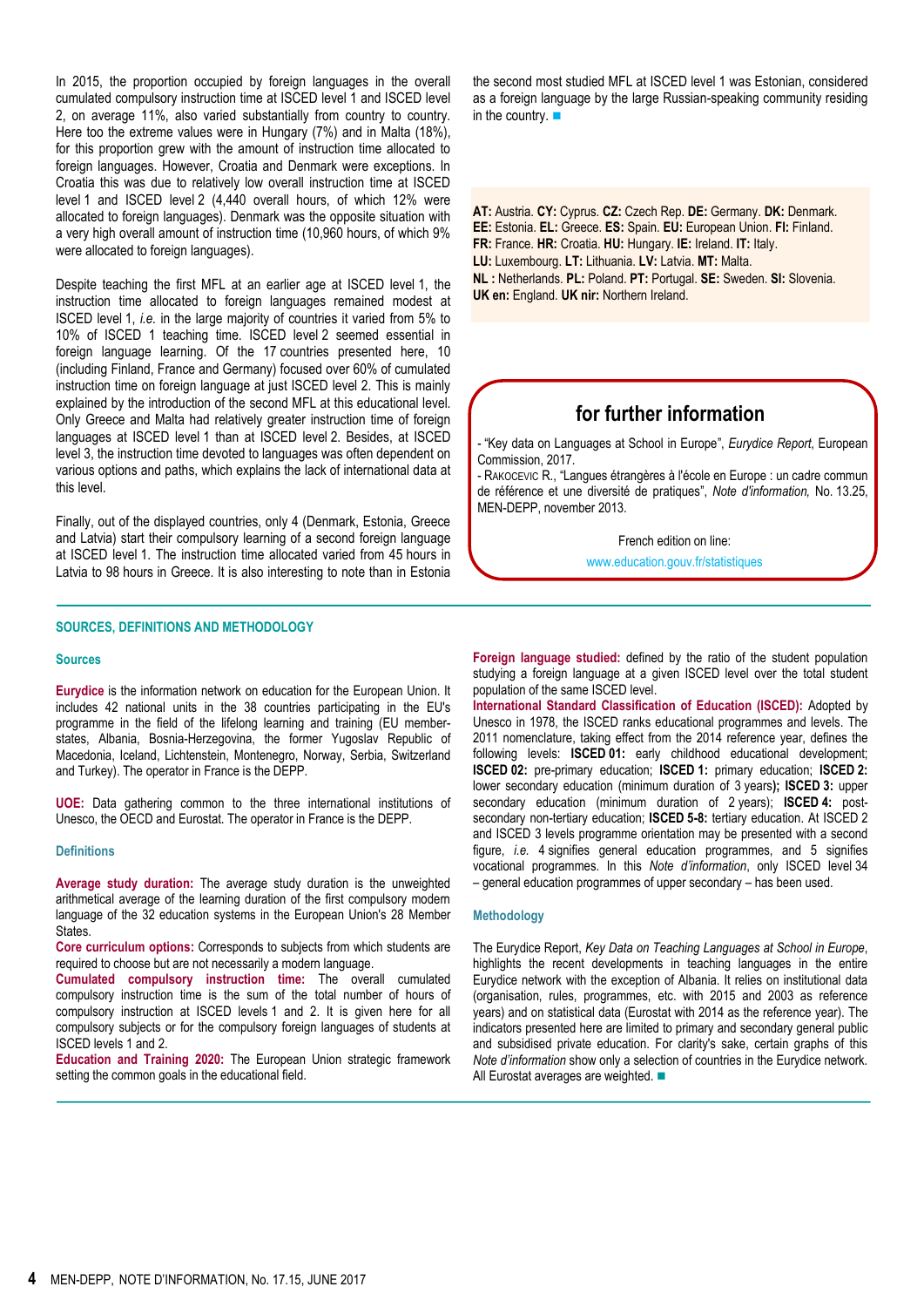In 2015, the proportion occupied by foreign languages in the overall cumulated compulsory instruction time at ISCED level 1 and ISCED level 2, on average 11%, also varied substantially from country to country. Here too the extreme values were in Hungary (7%) and in Malta (18%), for this proportion grew with the amount of instruction time allocated to foreign languages. However, Croatia and Denmark were exceptions. In Croatia this was due to relatively low overall instruction time at ISCED level 1 and ISCED level 2 (4,440 overall hours, of which 12% were allocated to foreign languages). Denmark was the opposite situation with a very high overall amount of instruction time (10,960 hours, of which 9% were allocated to foreign languages).

Despite teaching the first MFL at an earlier age at ISCED level 1, the instruction time allocated to foreign languages remained modest at ISCED level 1, *i.e.* in the large majority of countries it varied from 5% to 10% of ISCED 1 teaching time. ISCED level 2 seemed essential in foreign language learning. Of the 17 countries presented here, 10 (including Finland, France and Germany) focused over 60% of cumulated instruction time on foreign language at just ISCED level 2. This is mainly explained by the introduction of the second MFL at this educational level. Only Greece and Malta had relatively greater instruction time of foreign languages at ISCED level 1 than at ISCED level 2. Besides, at ISCED level 3, the instruction time devoted to languages was often dependent on various options and paths, which explains the lack of international data at this level.

Finally, out of the displayed countries, only 4 (Denmark, Estonia, Greece and Latvia) start their compulsory learning of a second foreign language at ISCED level 1. The instruction time allocated varied from 45 hours in Latvia to 98 hours in Greece. It is also interesting to note than in Estonia the second most studied MFL at ISCED level 1 was Estonian, considered as a foreign language by the large Russian-speaking community residing in the country. ■

**AT:** Austria. **CY:** Cyprus. **CZ:** Czech Rep. **DE:** Germany. **DK:** Denmark.
**EE:** Estonia. **EL:** Greece. **ES:** Spain. **EU:** European Union. **FI:** Finland.
**FR:** France. **HR:** Croatia. **HU:** Hungary. **IE:** Ireland. **IT:** Italy.
**LU:** Luxembourg. **LT:** Lithuania. **LV:** Latvia. **MT:** Malta.
**NL :** Netherlands. **PL:** Poland. **PT:** Portugal. **SE:** Sweden. **SI:** Slovenia.
**UK en:** England. **UK nir:** Northern Ireland.

## for further information

- "Key data on Languages at School in Europe", *Eurydice Report*, European Commission, 2017.
- Rakocevic R., "Langues étrangères à l'école en Europe : un cadre commun de référence et une diversité de pratiques", *Note d'information,* No. 13.25, MEN-DEPP, november 2013.

French edition on line:
www.education.gouv.fr/statistiques

## SOURCES, DEFINITIONS AND METHODOLOGY

### Sources

**Eurydice** is the information network on education for the European Union. It includes 42 national units in the 38 countries participating in the EU's programme in the field of the lifelong learning and training (EU member-states, Albania, Bosnia-Herzegovina, the former Yugoslav Republic of Macedonia, Iceland, Lichtenstein, Montenegro, Norway, Serbia, Switzerland and Turkey). The operator in France is the DEPP.

**UOE:** Data gathering common to the three international institutions of Unesco, the OECD and Eurostat. The operator in France is the DEPP.

### Definitions

**Average study duration:** The average study duration is the unweighted arithmetical average of the learning duration of the first compulsory modern language of the 32 education systems in the European Union's 28 Member States.
**Core curriculum options:** Corresponds to subjects from which students are required to choose but are not necessarily a modern language.
**Cumulated compulsory instruction time:** The overall cumulated compulsory instruction time is the sum of the total number of hours of compulsory instruction at ISCED levels 1 and 2. It is given here for all compulsory subjects or for the compulsory foreign languages of students at ISCED levels 1 and 2.
**Education and Training 2020:** The European Union strategic framework setting the common goals in the educational field.
**Foreign language studied:** defined by the ratio of the student population studying a foreign language at a given ISCED level over the total student population of the same ISCED level.
**International Standard Classification of Education (ISCED):** Adopted by Unesco in 1978, the ISCED ranks educational programmes and levels. The 2011 nomenclature, taking effect from the 2014 reference year, defines the following levels: **ISCED 01:** early childhood educational development; **ISCED 02:** pre-primary education; **ISCED 1:** primary education; **ISCED 2:** lower secondary education (minimum duration of 3 years)**; ISCED 3:** upper secondary education (minimum duration of 2 years); **ISCED 4:** post-secondary non-tertiary education; **ISCED 5-8:** tertiary education. At ISCED 2 and ISCED 3 levels programme orientation may be presented with a second figure, *i.e.* 4 signifies general education programmes, and 5 signifies vocational programmes. In this *Note d'information*, only ISCED level 34 – general education programmes of upper secondary – has been used.

### Methodology

The Eurydice Report, *Key Data on Teaching Languages at School in Europe*, highlights the recent developments in teaching languages in the entire Eurydice network with the exception of Albania. It relies on institutional data (organisation, rules, programmes, etc. with 2015 and 2003 as reference years) and on statistical data (Eurostat with 2014 as the reference year). The indicators presented here are limited to primary and secondary general public and subsidised private education. For clarity's sake, certain graphs of this *Note d'information* show only a selection of countries in the Eurydice network. All Eurostat averages are weighted. ■